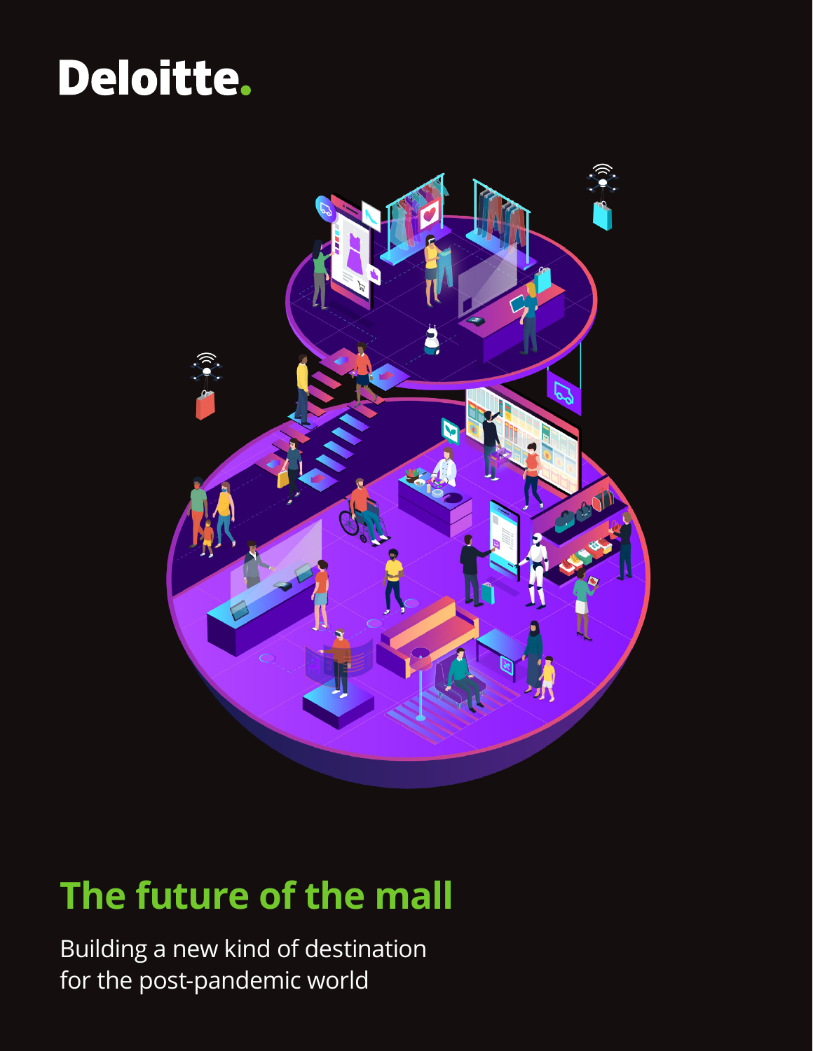Deloitte.

# The future of the mall

Building a new kind of destination for the post-pandemic world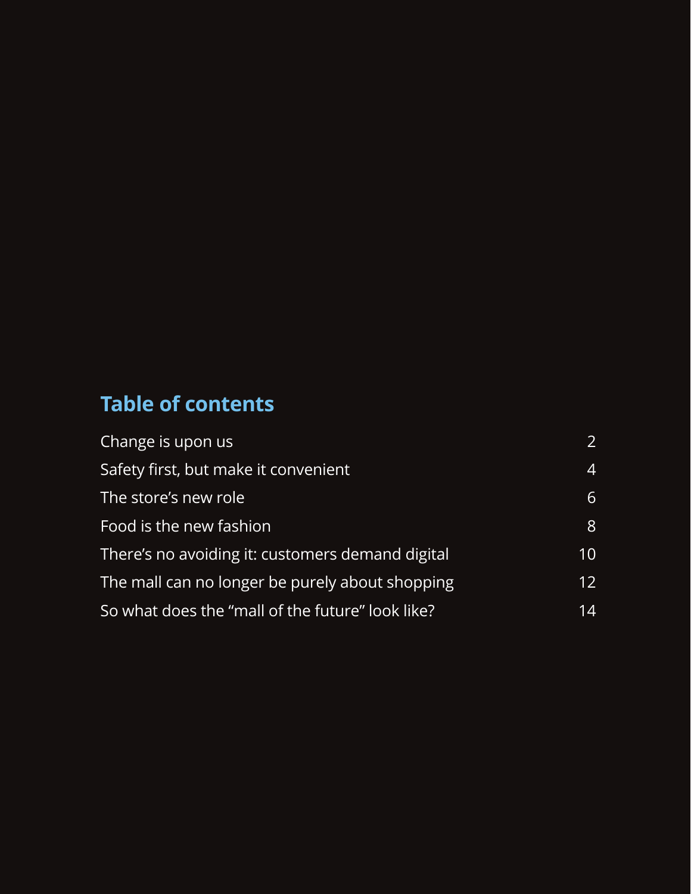## Table of contents

| | |
|---|---|
| Change is upon us | 2 |
| Safety first, but make it convenient | 4 |
| The store’s new role | 6 |
| Food is the new fashion | 8 |
| There’s no avoiding it: customers demand digital | 10 |
| The mall can no longer be purely about shopping | 12 |
| So what does the “mall of the future” look like? | 14 |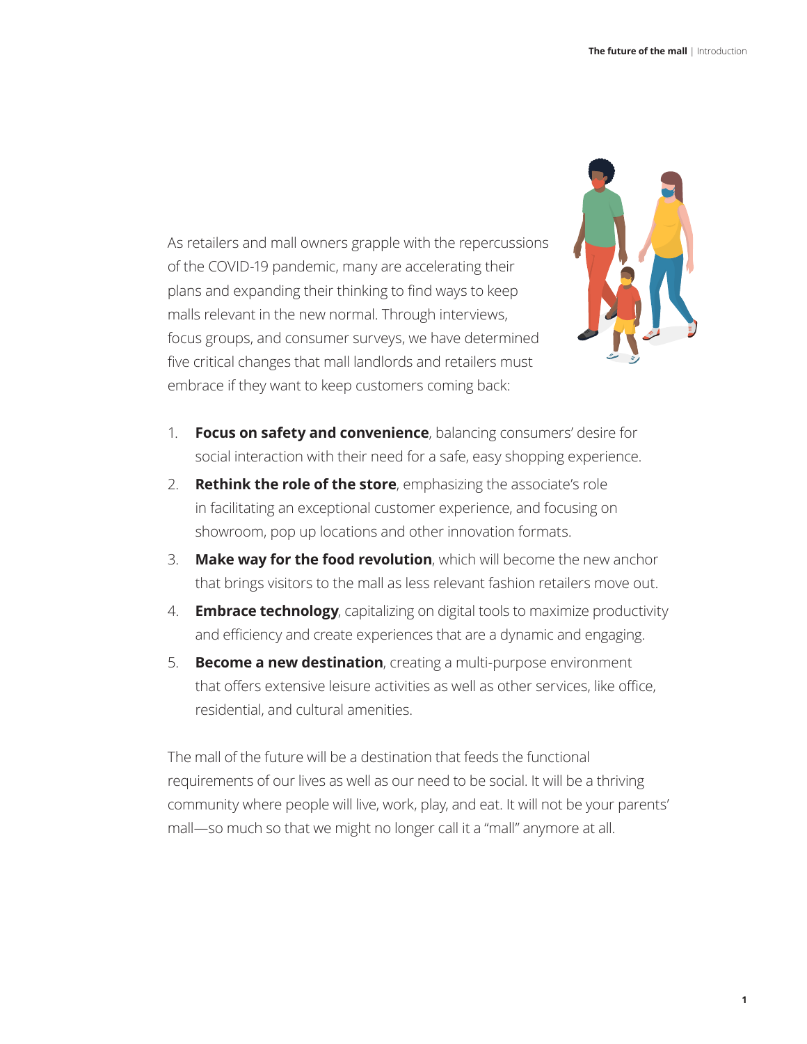As retailers and mall owners grapple with the repercussions of the COVID-19 pandemic, many are accelerating their plans and expanding their thinking to find ways to keep malls relevant in the new normal. Through interviews, focus groups, and consumer surveys, we have determined five critical changes that mall landlords and retailers must embrace if they want to keep customers coming back:

1. **Focus on safety and convenience**, balancing consumers' desire for social interaction with their need for a safe, easy shopping experience.
2. **Rethink the role of the store**, emphasizing the associate's role in facilitating an exceptional customer experience, and focusing on showroom, pop up locations and other innovation formats.
3. **Make way for the food revolution**, which will become the new anchor that brings visitors to the mall as less relevant fashion retailers move out.
4. **Embrace technology**, capitalizing on digital tools to maximize productivity and efficiency and create experiences that are a dynamic and engaging.
5. **Become a new destination**, creating a multi-purpose environment that offers extensive leisure activities as well as other services, like office, residential, and cultural amenities.

The mall of the future will be a destination that feeds the functional requirements of our lives as well as our need to be social. It will be a thriving community where people will live, work, play, and eat. It will not be your parents' mall—so much so that we might no longer call it a "mall" anymore at all.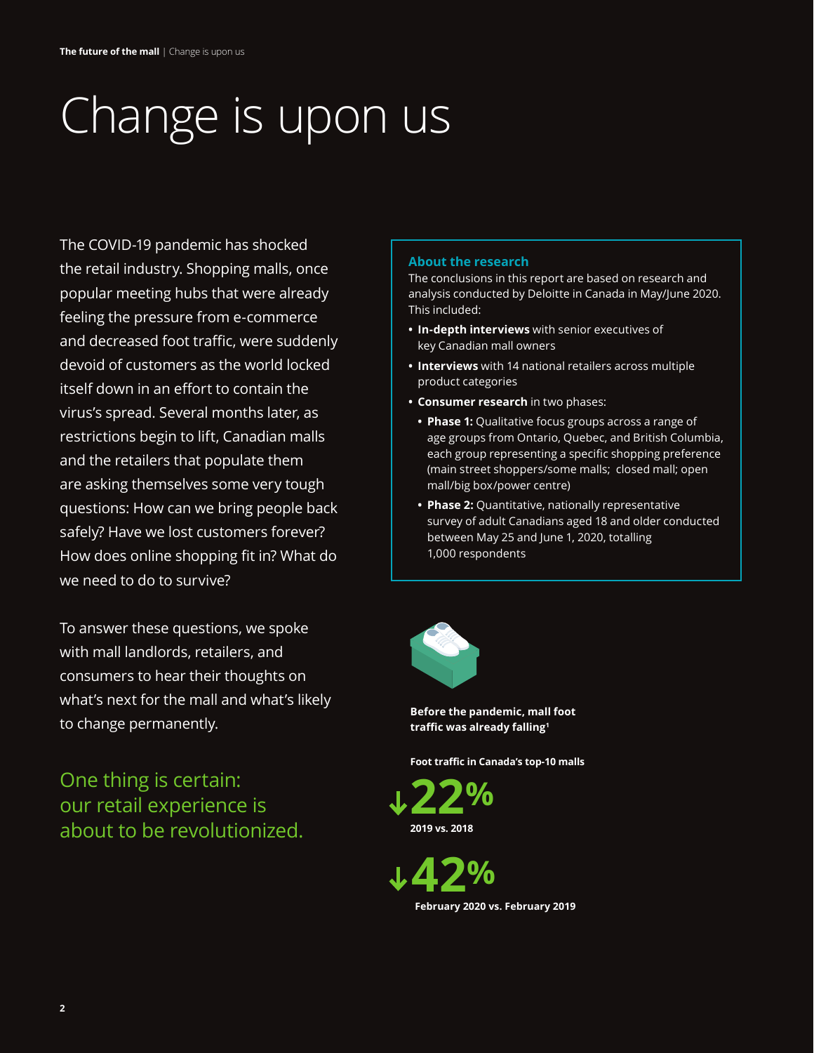# Change is upon us

The COVID-19 pandemic has shocked the retail industry. Shopping malls, once popular meeting hubs that were already feeling the pressure from e-commerce and decreased foot traffic, were suddenly devoid of customers as the world locked itself down in an effort to contain the virus's spread. Several months later, as restrictions begin to lift, Canadian malls and the retailers that populate them are asking themselves some very tough questions: How can we bring people back safely? Have we lost customers forever? How does online shopping fit in? What do we need to do to survive?

To answer these questions, we spoke with mall landlords, retailers, and consumers to hear their thoughts on what's next for the mall and what's likely to change permanently.

**One thing is certain: our retail experience is about to be revolutionized.**

### About the research

The conclusions in this report are based on research and analysis conducted by Deloitte in Canada in May/June 2020. This included:

- **In-depth interviews** with senior executives of key Canadian mall owners
- **Interviews** with 14 national retailers across multiple product categories
- **Consumer research** in two phases:
  - **Phase 1:** Qualitative focus groups across a range of age groups from Ontario, Quebec, and British Columbia, each group representing a specific shopping preference (main street shoppers/some malls; closed mall; open mall/big box/power centre)
  - **Phase 2:** Quantitative, nationally representative survey of adult Canadians aged 18 and older conducted between May 25 and June 1, 2020, totalling 1,000 respondents

**Before the pandemic, mall foot traffic was already falling**[1]

**Foot traffic in Canada's top-10 malls**

**↓22%**
**2019 vs. 2018**

**↓42%**
**February 2020 vs. February 2019**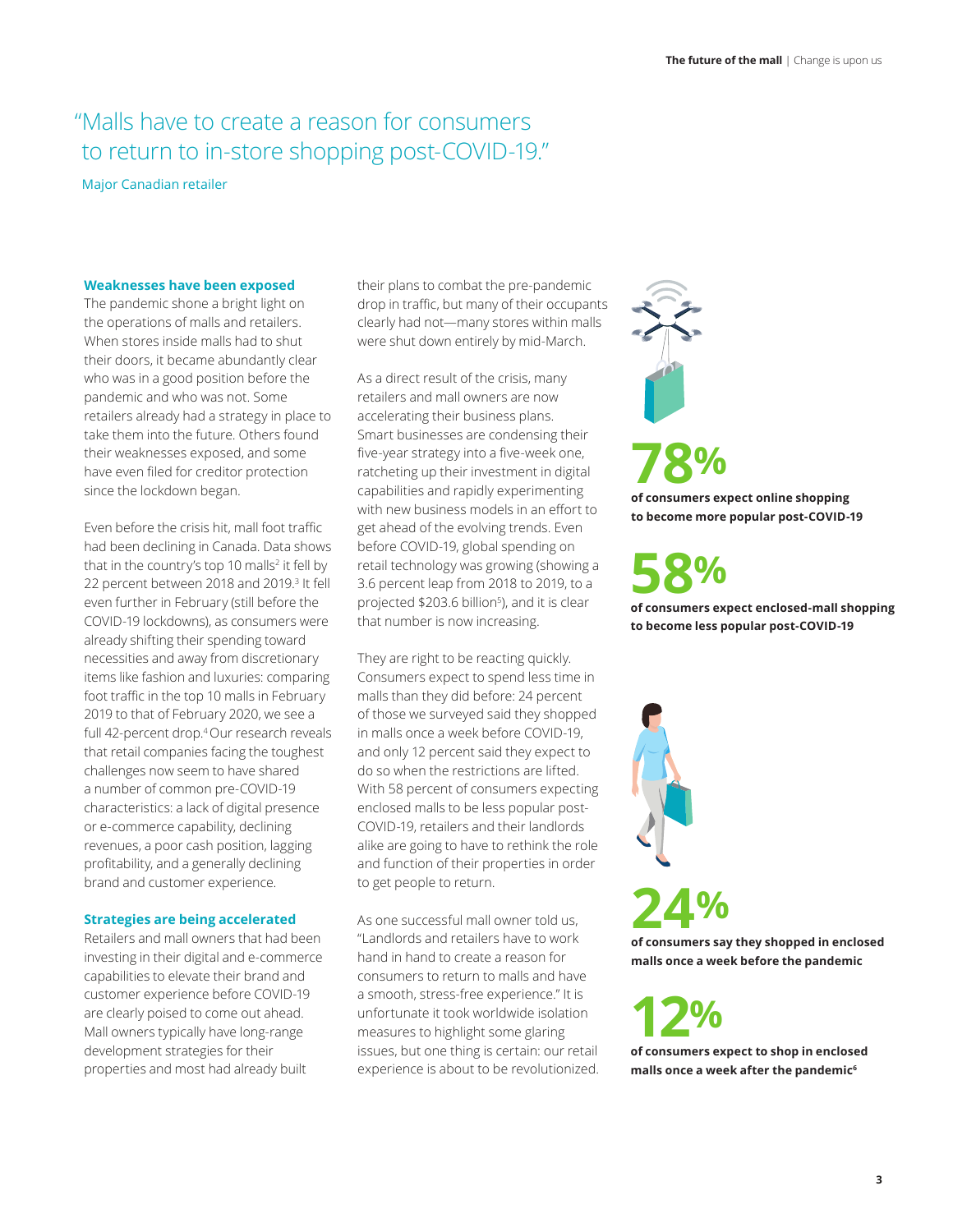> "Malls have to create a reason for consumers to return to in-store shopping post-COVID-19."
>
> Major Canadian retailer

### Weaknesses have been exposed

The pandemic shone a bright light on the operations of malls and retailers. When stores inside malls had to shut their doors, it became abundantly clear who was in a good position before the pandemic and who was not. Some retailers already had a strategy in place to take them into the future. Others found their weaknesses exposed, and some have even filed for creditor protection since the lockdown began.

Even before the crisis hit, mall foot traffic had been declining in Canada. Data shows that in the country's top 10 malls[2] it fell by 22 percent between 2018 and 2019.[3] It fell even further in February (still before the COVID-19 lockdowns), as consumers were already shifting their spending toward necessities and away from discretionary items like fashion and luxuries: comparing foot traffic in the top 10 malls in February 2019 to that of February 2020, we see a full 42-percent drop.[4] Our research reveals that retail companies facing the toughest challenges now seem to have shared a number of common pre-COVID-19 characteristics: a lack of digital presence or e-commerce capability, declining revenues, a poor cash position, lagging profitability, and a generally declining brand and customer experience.

### Strategies are being accelerated

Retailers and mall owners that had been investing in their digital and e-commerce capabilities to elevate their brand and customer experience before COVID-19 are clearly poised to come out ahead. Mall owners typically have long-range development strategies for their properties and most had already built their plans to combat the pre-pandemic drop in traffic, but many of their occupants clearly had not—many stores within malls were shut down entirely by mid-March.

As a direct result of the crisis, many retailers and mall owners are now accelerating their business plans. Smart businesses are condensing their five-year strategy into a five-week one, ratcheting up their investment in digital capabilities and rapidly experimenting with new business models in an effort to get ahead of the evolving trends. Even before COVID-19, global spending on retail technology was growing (showing a 3.6 percent leap from 2018 to 2019, to a projected $203.6 billion[5]), and it is clear that number is now increasing.

They are right to be reacting quickly. Consumers expect to spend less time in malls than they did before: 24 percent of those we surveyed said they shopped in malls once a week before COVID-19, and only 12 percent said they expect to do so when the restrictions are lifted. With 58 percent of consumers expecting enclosed malls to be less popular post-COVID-19, retailers and their landlords alike are going to have to rethink the role and function of their properties in order to get people to return.

As one successful mall owner told us, "Landlords and retailers have to work hand in hand to create a reason for consumers to return to malls and have a smooth, stress-free experience." It is unfortunate it took worldwide isolation measures to highlight some glaring issues, but one thing is certain: our retail experience is about to be revolutionized.

**78%**
**of consumers expect online shopping to become more popular post-COVID-19**

**58%**
**of consumers expect enclosed-mall shopping to become less popular post-COVID-19**

**24%**
**of consumers say they shopped in enclosed malls once a week before the pandemic**

**12%**
**of consumers expect to shop in enclosed malls once a week after the pandemic[6]**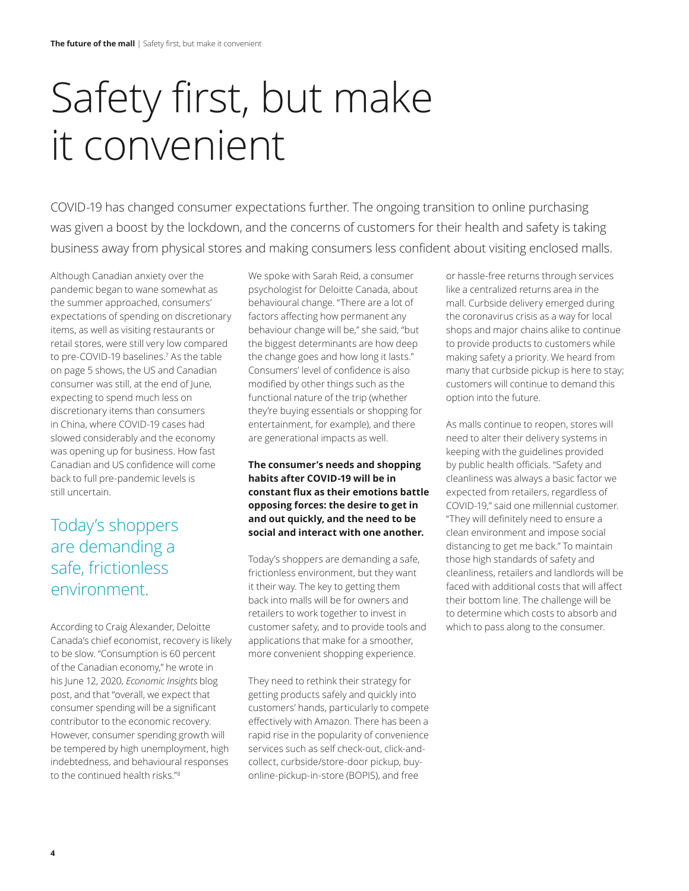# Safety first, but make it convenient

COVID-19 has changed consumer expectations further. The ongoing transition to online purchasing was given a boost by the lockdown, and the concerns of customers for their health and safety is taking business away from physical stores and making consumers less confident about visiting enclosed malls.

Although Canadian anxiety over the pandemic began to wane somewhat as the summer approached, consumers' expectations of spending on discretionary items, as well as visiting restaurants or retail stores, were still very low compared to pre-COVID-19 baselines.[7] As the table on page 5 shows, the US and Canadian consumer was still, at the end of June, expecting to spend much less on discretionary items than consumers in China, where COVID-19 cases had slowed considerably and the economy was opening up for business. How fast Canadian and US confidence will come back to full pre-pandemic levels is still uncertain.

## Today's shoppers are demanding a safe, frictionless environment.

According to Craig Alexander, Deloitte Canada's chief economist, recovery is likely to be slow. "Consumption is 60 percent of the Canadian economy," he wrote in his June 12, 2020, *Economic Insights* blog post, and that "overall, we expect that consumer spending will be a significant contributor to the economic recovery. However, consumer spending growth will be tempered by high unemployment, high indebtedness, and behavioural responses to the continued health risks."[8]

We spoke with Sarah Reid, a consumer psychologist for Deloitte Canada, about behavioural change. "There are a lot of factors affecting how permanent any behaviour change will be," she said, "but the biggest determinants are how deep the change goes and how long it lasts." Consumers' level of confidence is also modified by other things such as the functional nature of the trip (whether they're buying essentials or shopping for entertainment, for example), and there are generational impacts as well.

**The consumer's needs and shopping habits after COVID-19 will be in constant flux as their emotions battle opposing forces: the desire to get in and out quickly, and the need to be social and interact with one another.**

Today's shoppers are demanding a safe, frictionless environment, but they want it their way. The key to getting them back into malls will be for owners and retailers to work together to invest in customer safety, and to provide tools and applications that make for a smoother, more convenient shopping experience.

They need to rethink their strategy for getting products safely and quickly into customers' hands, particularly to compete effectively with Amazon. There has been a rapid rise in the popularity of convenience services such as self check-out, click-and-collect, curbside/store-door pickup, buy-online-pickup-in-store (BOPIS), and free or hassle-free returns through services like a centralized returns area in the mall. Curbside delivery emerged during the coronavirus crisis as a way for local shops and major chains alike to continue to provide products to customers while making safety a priority. We heard from many that curbside pickup is here to stay; customers will continue to demand this option into the future.

As malls continue to reopen, stores will need to alter their delivery systems in keeping with the guidelines provided by public health officials. "Safety and cleanliness was always a basic factor we expected from retailers, regardless of COVID-19," said one millennial customer. "They will definitely need to ensure a clean environment and impose social distancing to get me back." To maintain those high standards of safety and cleanliness, retailers and landlords will be faced with additional costs that will affect their bottom line. The challenge will be to determine which costs to absorb and which to pass along to the consumer.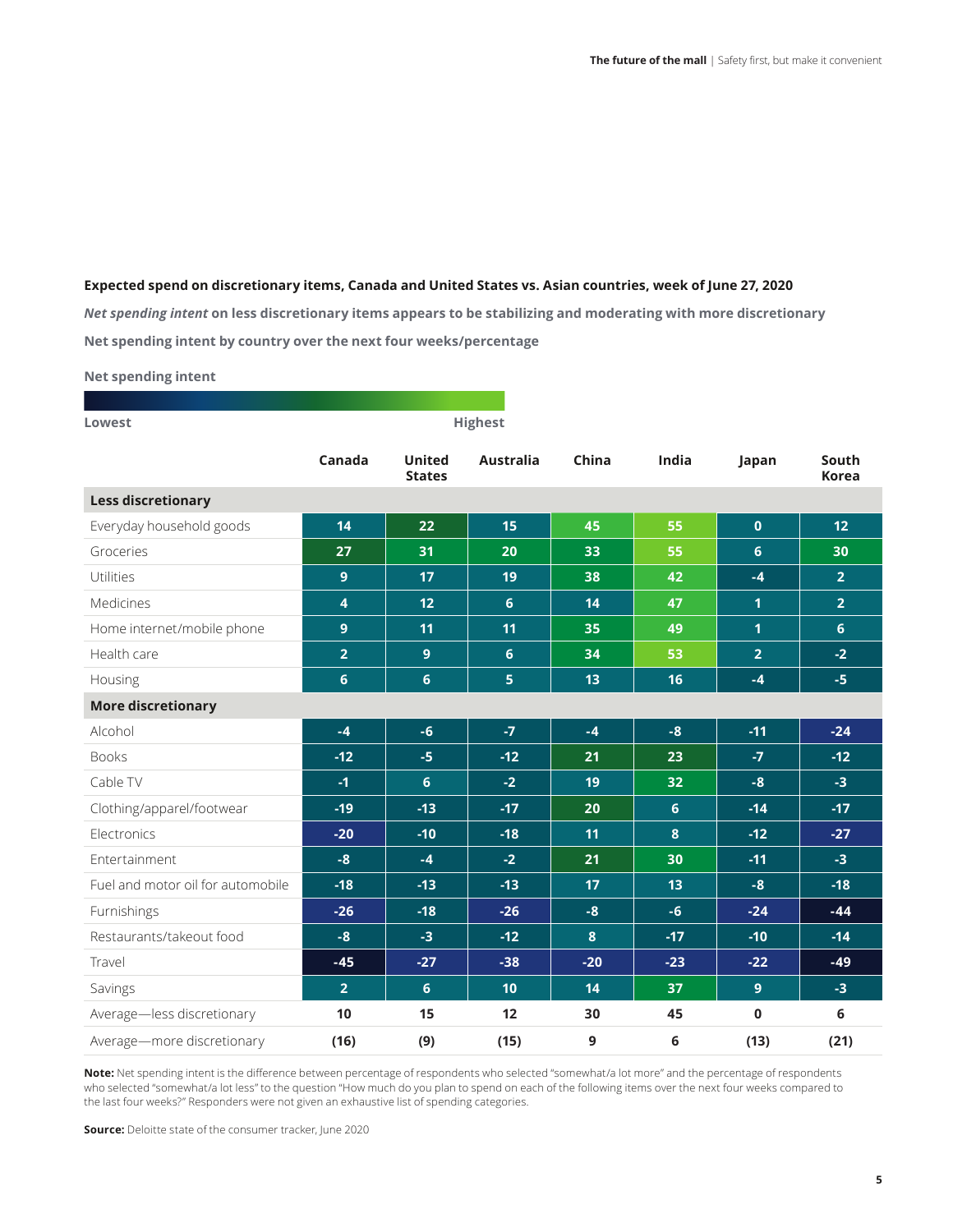**Expected spend on discretionary items, Canada and United States vs. Asian countries, week of June 27, 2020**

***Net spending intent*** **on less discretionary items appears to be stabilizing and moderating with more discretionary**

**Net spending intent by country over the next four weeks/percentage**

**Net spending intent**

**Lowest** — **Highest**

| | Canada | United States | Australia | China | India | Japan | South Korea |
|---|---|---|---|---|---|---|---|
| **Less discretionary** | | | | | | | |
| Everyday household goods | 14 | 22 | 15 | 45 | 55 | 0 | 12 |
| Groceries | 27 | 31 | 20 | 33 | 55 | 6 | 30 |
| Utilities | 9 | 17 | 19 | 38 | 42 | -4 | 2 |
| Medicines | 4 | 12 | 6 | 14 | 47 | 1 | 2 |
| Home internet/mobile phone | 9 | 11 | 11 | 35 | 49 | 1 | 6 |
| Health care | 2 | 9 | 6 | 34 | 53 | 2 | -2 |
| Housing | 6 | 6 | 5 | 13 | 16 | -4 | -5 |
| **More discretionary** | | | | | | | |
| Alcohol | -4 | -6 | -7 | -4 | -8 | -11 | -24 |
| Books | -12 | -5 | -12 | 21 | 23 | -7 | -12 |
| Cable TV | -1 | 6 | -2 | 19 | 32 | -8 | -3 |
| Clothing/apparel/footwear | -19 | -13 | -17 | 20 | 6 | -14 | -17 |
| Electronics | -20 | -10 | -18 | 11 | 8 | -12 | -27 |
| Entertainment | -8 | -4 | -2 | 21 | 30 | -11 | -3 |
| Fuel and motor oil for automobile | -18 | -13 | -13 | 17 | 13 | -8 | -18 |
| Furnishings | -26 | -18 | -26 | -8 | -6 | -24 | -44 |
| Restaurants/takeout food | -8 | -3 | -12 | 8 | -17 | -10 | -14 |
| Travel | -45 | -27 | -38 | -20 | -23 | -22 | -49 |
| Savings | 2 | 6 | 10 | 14 | 37 | 9 | -3 |
| Average—less discretionary | 10 | 15 | 12 | 30 | 45 | 0 | 6 |
| Average—more discretionary | (16) | (9) | (15) | 9 | 6 | (13) | (21) |

**Note:** Net spending intent is the difference between percentage of respondents who selected "somewhat/a lot more" and the percentage of respondents who selected "somewhat/a lot less" to the question "How much do you plan to spend on each of the following items over the next four weeks compared to the last four weeks?" Responders were not given an exhaustive list of spending categories.

**Source:** Deloitte state of the consumer tracker, June 2020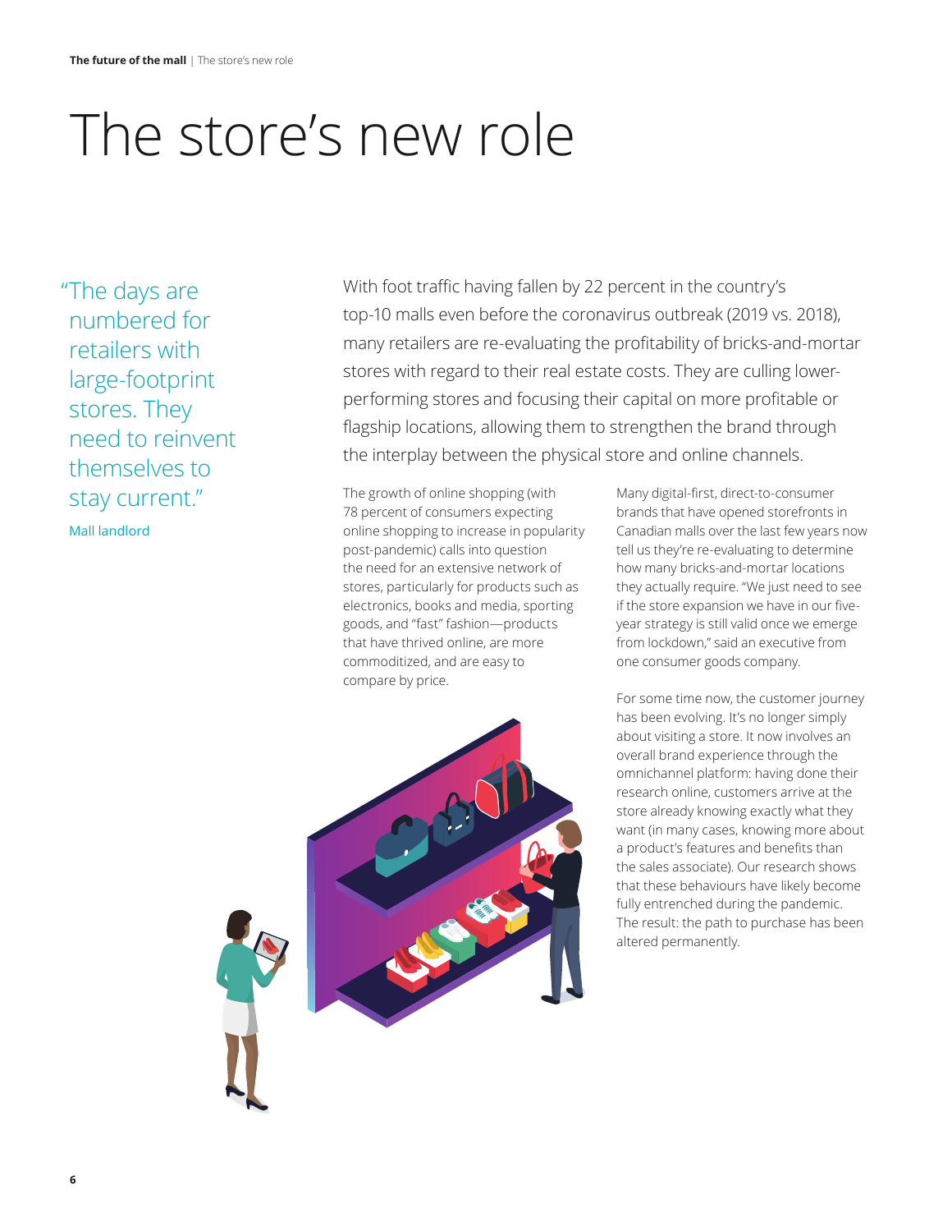# The store's new role

> "The days are numbered for retailers with large-footprint stores. They need to reinvent themselves to stay current."
>
> Mall landlord

With foot traffic having fallen by 22 percent in the country's top-10 malls even before the coronavirus outbreak (2019 vs. 2018), many retailers are re-evaluating the profitability of bricks-and-mortar stores with regard to their real estate costs. They are culling lower-performing stores and focusing their capital on more profitable or flagship locations, allowing them to strengthen the brand through the interplay between the physical store and online channels.

The growth of online shopping (with 78 percent of consumers expecting online shopping to increase in popularity post-pandemic) calls into question the need for an extensive network of stores, particularly for products such as electronics, books and media, sporting goods, and "fast" fashion—products that have thrived online, are more commoditized, and are easy to compare by price.

Many digital-first, direct-to-consumer brands that have opened storefronts in Canadian malls over the last few years now tell us they're re-evaluating to determine how many bricks-and-mortar locations they actually require. "We just need to see if the store expansion we have in our five-year strategy is still valid once we emerge from lockdown," said an executive from one consumer goods company.

For some time now, the customer journey has been evolving. It's no longer simply about visiting a store. It now involves an overall brand experience through the omnichannel platform: having done their research online, customers arrive at the store already knowing exactly what they want (in many cases, knowing more about a product's features and benefits than the sales associate). Our research shows that these behaviours have likely become fully entrenched during the pandemic. The result: the path to purchase has been altered permanently.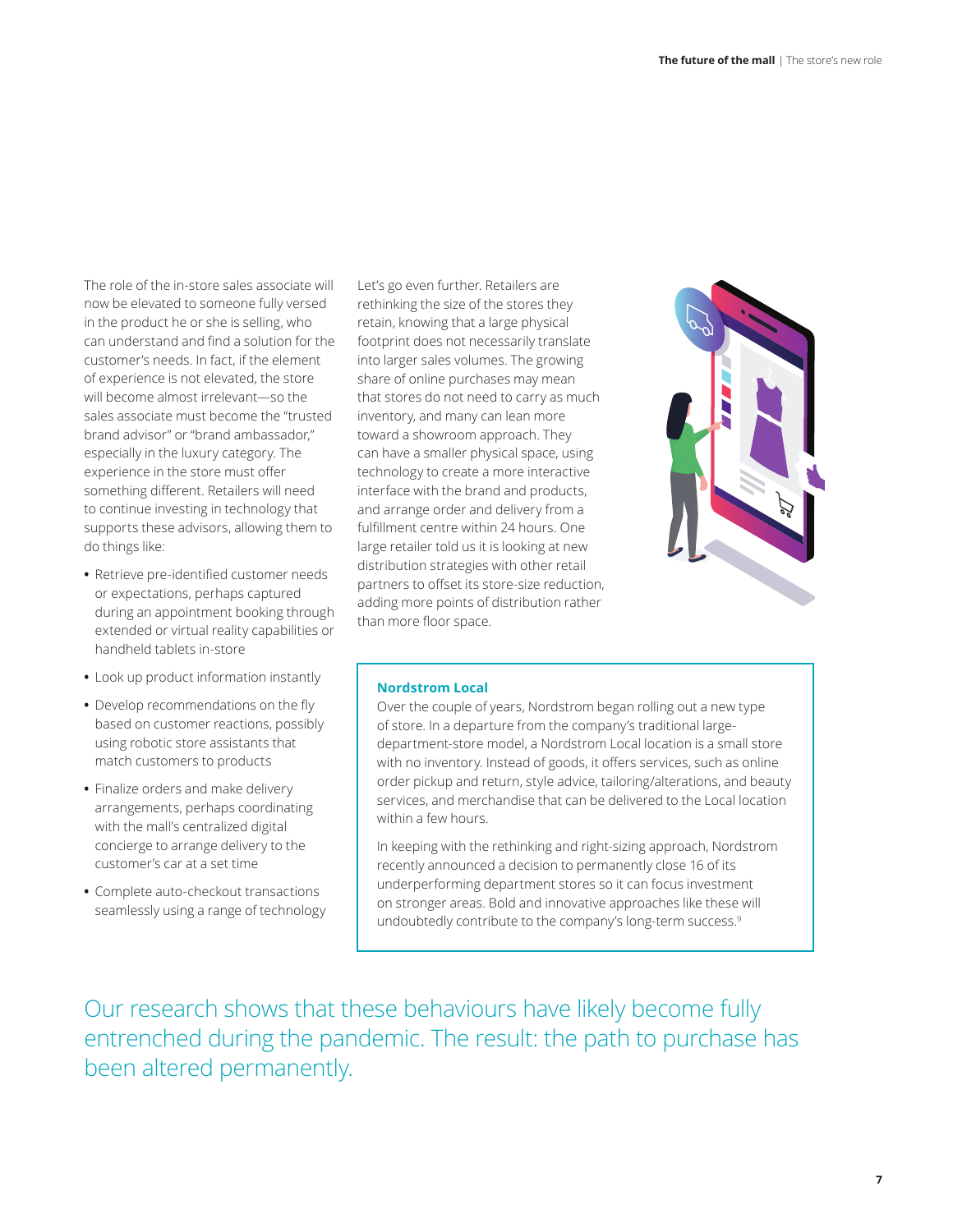The role of the in-store sales associate will now be elevated to someone fully versed in the product he or she is selling, who can understand and find a solution for the customer's needs. In fact, if the element of experience is not elevated, the store will become almost irrelevant—so the sales associate must become the "trusted brand advisor" or "brand ambassador," especially in the luxury category. The experience in the store must offer something different. Retailers will need to continue investing in technology that supports these advisors, allowing them to do things like:

- Retrieve pre-identified customer needs or expectations, perhaps captured during an appointment booking through extended or virtual reality capabilities or handheld tablets in-store
- Look up product information instantly
- Develop recommendations on the fly based on customer reactions, possibly using robotic store assistants that match customers to products
- Finalize orders and make delivery arrangements, perhaps coordinating with the mall's centralized digital concierge to arrange delivery to the customer's car at a set time
- Complete auto-checkout transactions seamlessly using a range of technology

Let's go even further. Retailers are rethinking the size of the stores they retain, knowing that a large physical footprint does not necessarily translate into larger sales volumes. The growing share of online purchases may mean that stores do not need to carry as much inventory, and many can lean more toward a showroom approach. They can have a smaller physical space, using technology to create a more interactive interface with the brand and products, and arrange order and delivery from a fulfillment centre within 24 hours. One large retailer told us it is looking at new distribution strategies with other retail partners to offset its store-size reduction, adding more points of distribution rather than more floor space.

### Nordstrom Local

Over the couple of years, Nordstrom began rolling out a new type of store. In a departure from the company's traditional large-department-store model, a Nordstrom Local location is a small store with no inventory. Instead of goods, it offers services, such as online order pickup and return, style advice, tailoring/alterations, and beauty services, and merchandise that can be delivered to the Local location within a few hours.

In keeping with the rethinking and right-sizing approach, Nordstrom recently announced a decision to permanently close 16 of its underperforming department stores so it can focus investment on stronger areas. Bold and innovative approaches like these will undoubtedly contribute to the company's long-term success.[9]

## Our research shows that these behaviours have likely become fully entrenched during the pandemic. The result: the path to purchase has been altered permanently.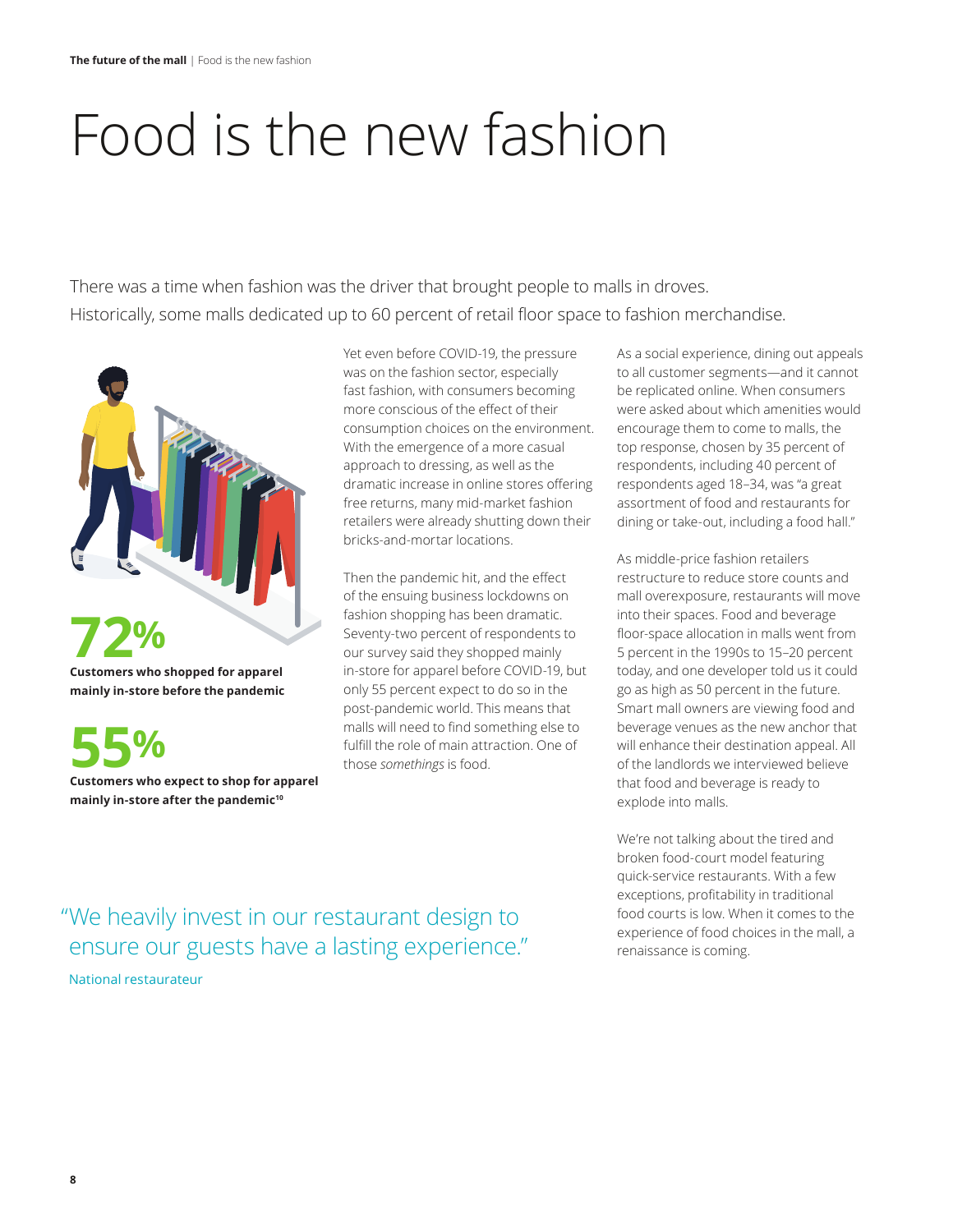# Food is the new fashion

There was a time when fashion was the driver that brought people to malls in droves. Historically, some malls dedicated up to 60 percent of retail floor space to fashion merchandise.

**72%**

**Customers who shopped for apparel mainly in-store before the pandemic**

**55%**

**Customers who expect to shop for apparel mainly in-store after the pandemic[10]**

Yet even before COVID-19, the pressure was on the fashion sector, especially fast fashion, with consumers becoming more conscious of the effect of their consumption choices on the environment. With the emergence of a more casual approach to dressing, as well as the dramatic increase in online stores offering free returns, many mid-market fashion retailers were already shutting down their bricks-and-mortar locations.

Then the pandemic hit, and the effect of the ensuing business lockdowns on fashion shopping has been dramatic. Seventy-two percent of respondents to our survey said they shopped mainly in-store for apparel before COVID-19, but only 55 percent expect to do so in the post-pandemic world. This means that malls will need to find something else to fulfill the role of main attraction. One of those *somethings* is food.

As a social experience, dining out appeals to all customer segments—and it cannot be replicated online. When consumers were asked about which amenities would encourage them to come to malls, the top response, chosen by 35 percent of respondents, including 40 percent of respondents aged 18–34, was "a great assortment of food and restaurants for dining or take-out, including a food hall."

As middle-price fashion retailers restructure to reduce store counts and mall overexposure, restaurants will move into their spaces. Food and beverage floor-space allocation in malls went from 5 percent in the 1990s to 15–20 percent today, and one developer told us it could go as high as 50 percent in the future. Smart mall owners are viewing food and beverage venues as the new anchor that will enhance their destination appeal. All of the landlords we interviewed believe that food and beverage is ready to explode into malls.

We're not talking about the tired and broken food-court model featuring quick-service restaurants. With a few exceptions, profitability in traditional food courts is low. When it comes to the experience of food choices in the mall, a renaissance is coming.

"We heavily invest in our restaurant design to ensure our guests have a lasting experience."

National restaurateur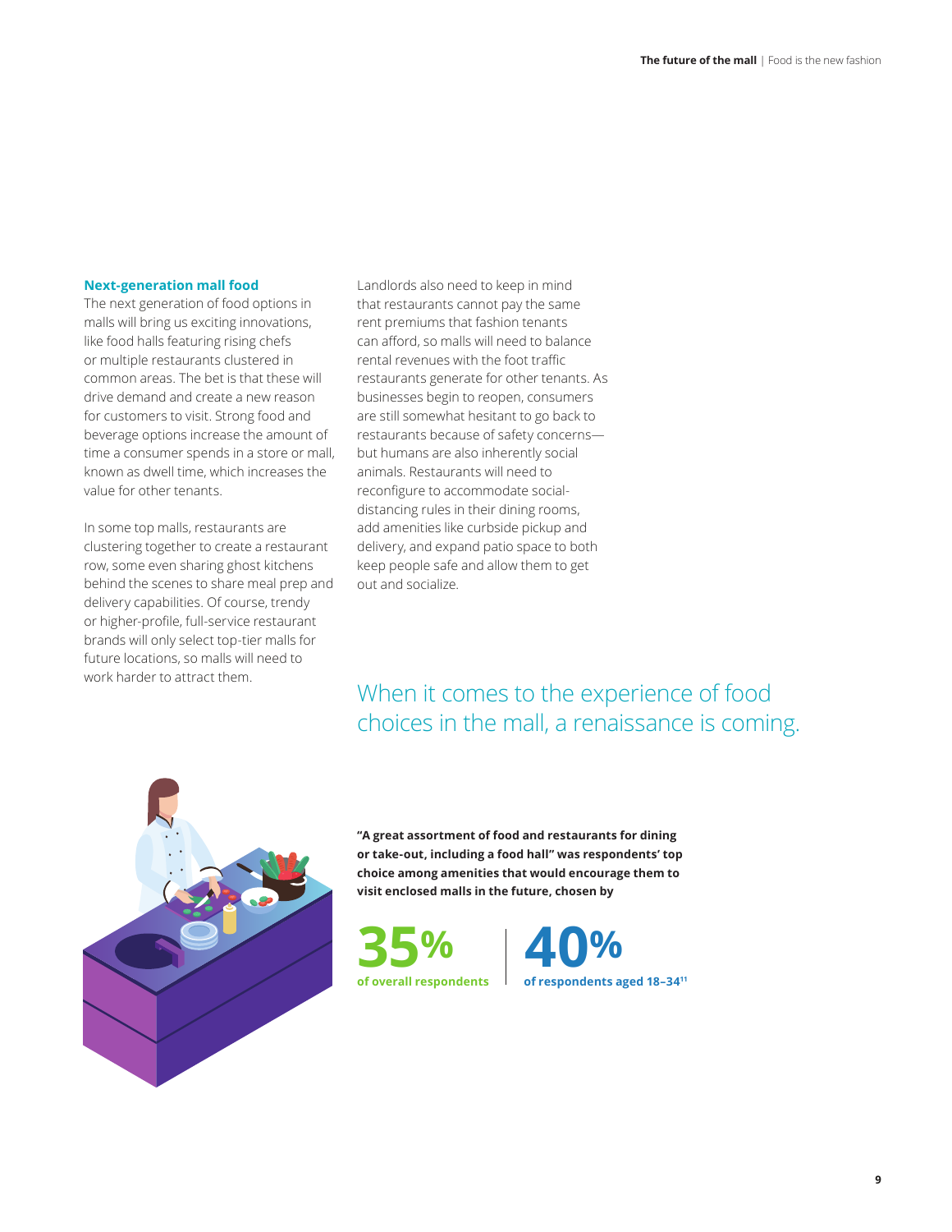## Next-generation mall food

The next generation of food options in malls will bring us exciting innovations, like food halls featuring rising chefs or multiple restaurants clustered in common areas. The bet is that these will drive demand and create a new reason for customers to visit. Strong food and beverage options increase the amount of time a consumer spends in a store or mall, known as dwell time, which increases the value for other tenants.

In some top malls, restaurants are clustering together to create a restaurant row, some even sharing ghost kitchens behind the scenes to share meal prep and delivery capabilities. Of course, trendy or higher-profile, full-service restaurant brands will only select top-tier malls for future locations, so malls will need to work harder to attract them.

Landlords also need to keep in mind that restaurants cannot pay the same rent premiums that fashion tenants can afford, so malls will need to balance rental revenues with the foot traffic restaurants generate for other tenants. As businesses begin to reopen, consumers are still somewhat hesitant to go back to restaurants because of safety concerns—but humans are also inherently social animals. Restaurants will need to reconfigure to accommodate social-distancing rules in their dining rooms, add amenities like curbside pickup and delivery, and expand patio space to both keep people safe and allow them to get out and socialize.

When it comes to the experience of food choices in the mall, a renaissance is coming.

**"A great assortment of food and restaurants for dining or take-out, including a food hall" was respondents' top choice among amenities that would encourage them to visit enclosed malls in the future, chosen by**

**35%** of overall respondents

**40%** of respondents aged 18–34[11]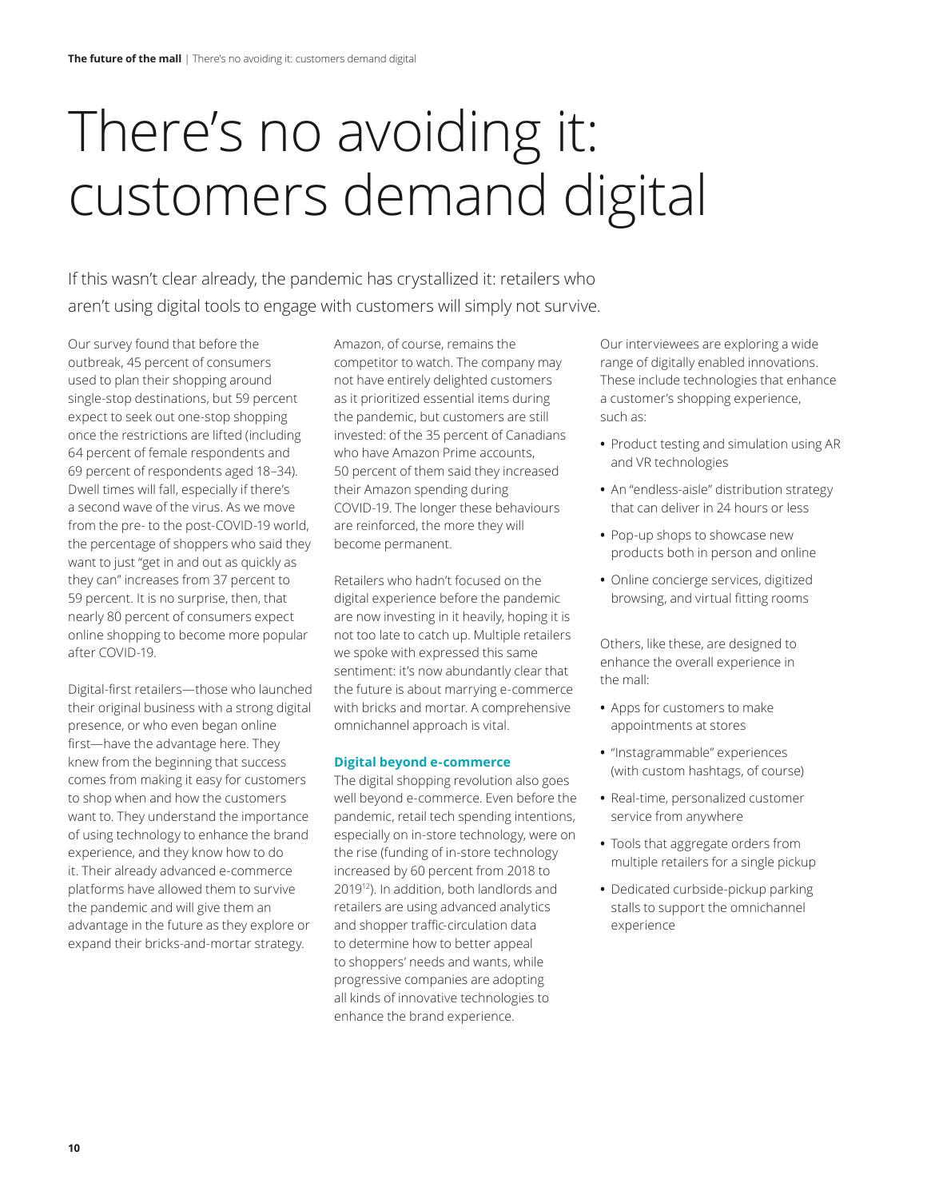# There's no avoiding it: customers demand digital

If this wasn't clear already, the pandemic has crystallized it: retailers who aren't using digital tools to engage with customers will simply not survive.

Our survey found that before the outbreak, 45 percent of consumers used to plan their shopping around single-stop destinations, but 59 percent expect to seek out one-stop shopping once the restrictions are lifted (including 64 percent of female respondents and 69 percent of respondents aged 18–34). Dwell times will fall, especially if there's a second wave of the virus. As we move from the pre- to the post-COVID-19 world, the percentage of shoppers who said they want to just "get in and out as quickly as they can" increases from 37 percent to 59 percent. It is no surprise, then, that nearly 80 percent of consumers expect online shopping to become more popular after COVID-19.

Digital-first retailers—those who launched their original business with a strong digital presence, or who even began online first—have the advantage here. They knew from the beginning that success comes from making it easy for customers to shop when and how the customers want to. They understand the importance of using technology to enhance the brand experience, and they know how to do it. Their already advanced e-commerce platforms have allowed them to survive the pandemic and will give them an advantage in the future as they explore or expand their bricks-and-mortar strategy.

Amazon, of course, remains the competitor to watch. The company may not have entirely delighted customers as it prioritized essential items during the pandemic, but customers are still invested: of the 35 percent of Canadians who have Amazon Prime accounts, 50 percent of them said they increased their Amazon spending during COVID-19. The longer these behaviours are reinforced, the more they will become permanent.

Retailers who hadn't focused on the digital experience before the pandemic are now investing in it heavily, hoping it is not too late to catch up. Multiple retailers we spoke with expressed this same sentiment: it's now abundantly clear that the future is about marrying e-commerce with bricks and mortar. A comprehensive omnichannel approach is vital.

### Digital beyond e-commerce

The digital shopping revolution also goes well beyond e-commerce. Even before the pandemic, retail tech spending intentions, especially on in-store technology, were on the rise (funding of in-store technology increased by 60 percent from 2018 to 2019[12]). In addition, both landlords and retailers are using advanced analytics and shopper traffic-circulation data to determine how to better appeal to shoppers' needs and wants, while progressive companies are adopting all kinds of innovative technologies to enhance the brand experience.

Our interviewees are exploring a wide range of digitally enabled innovations. These include technologies that enhance a customer's shopping experience, such as:

- Product testing and simulation using AR and VR technologies
- An "endless-aisle" distribution strategy that can deliver in 24 hours or less
- Pop-up shops to showcase new products both in person and online
- Online concierge services, digitized browsing, and virtual fitting rooms

Others, like these, are designed to enhance the overall experience in the mall:

- Apps for customers to make appointments at stores
- "Instagrammable" experiences (with custom hashtags, of course)
- Real-time, personalized customer service from anywhere
- Tools that aggregate orders from multiple retailers for a single pickup
- Dedicated curbside-pickup parking stalls to support the omnichannel experience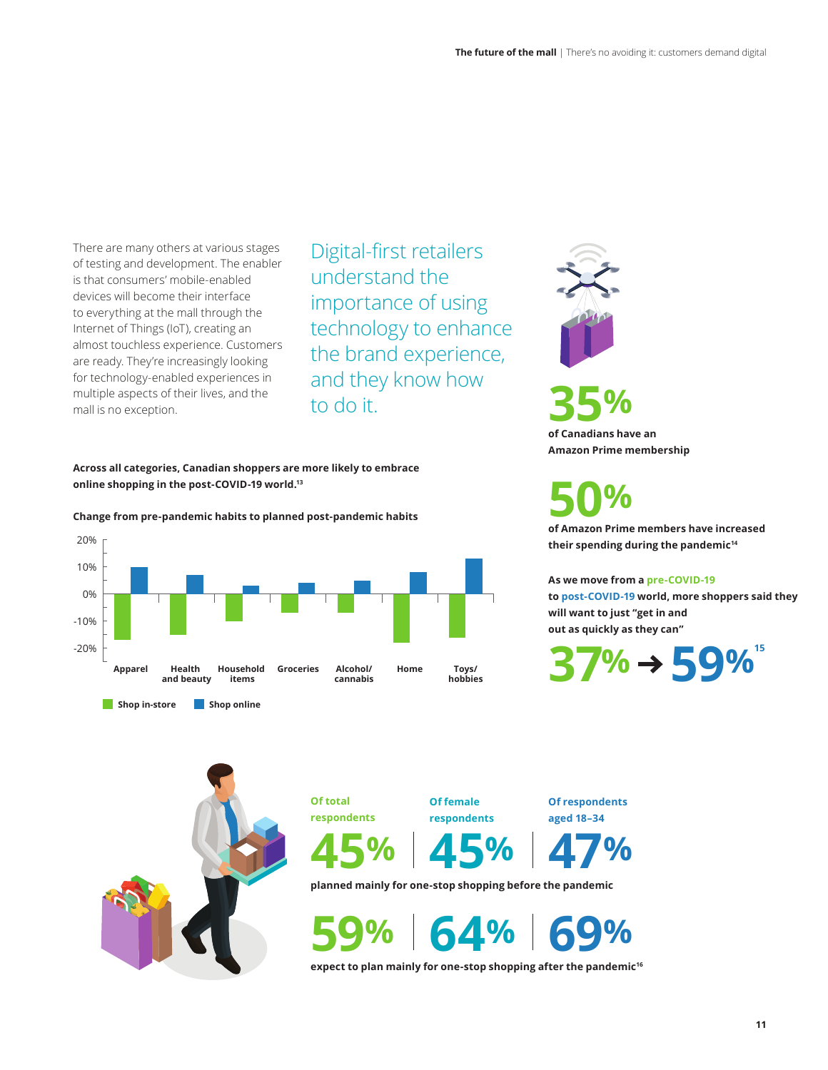There are many others at various stages of testing and development. The enabler is that consumers' mobile-enabled devices will become their interface to everything at the mall through the Internet of Things (IoT), creating an almost touchless experience. Customers are ready. They're increasingly looking for technology-enabled experiences in multiple aspects of their lives, and the mall is no exception.

Digital-first retailers understand the importance of using technology to enhance the brand experience, and they know how to do it.

**35%**

**of Canadians have an Amazon Prime membership**

**50%**

**of Amazon Prime members have increased their spending during the pandemic**[14]

**Across all categories, Canadian shoppers are more likely to embrace online shopping in the post-COVID-19 world.**[13]

**Change from pre-pandemic habits to planned post-pandemic habits**

| Category | Shop in-store | Shop online |
|---|---|---|
| Apparel | approx. -17% | approx. 10% |
| Health and beauty | approx. -15% | approx. 7% |
| Household items | approx. -10% | approx. 3% |
| Groceries | approx. -7% | approx. 4% |
| Alcohol/ cannabis | approx. -7% | approx. 5% |
| Home | approx. -18% | approx. 8% |
| Toys/ hobbies | approx. -16% | approx. 13% |

**As we move from a pre-COVID-19 to post-COVID-19 world, more shoppers said they will want to just "get in and out as quickly as they can"**

**37% → 59%**[15]

| | Of total respondents | Of female respondents | Of respondents aged 18–34 |
|---|---|---|---|
| planned mainly for one-stop shopping before the pandemic | 45% | 45% | 47% |
| expect to plan mainly for one-stop shopping after the pandemic[16] | 59% | 64% | 69% |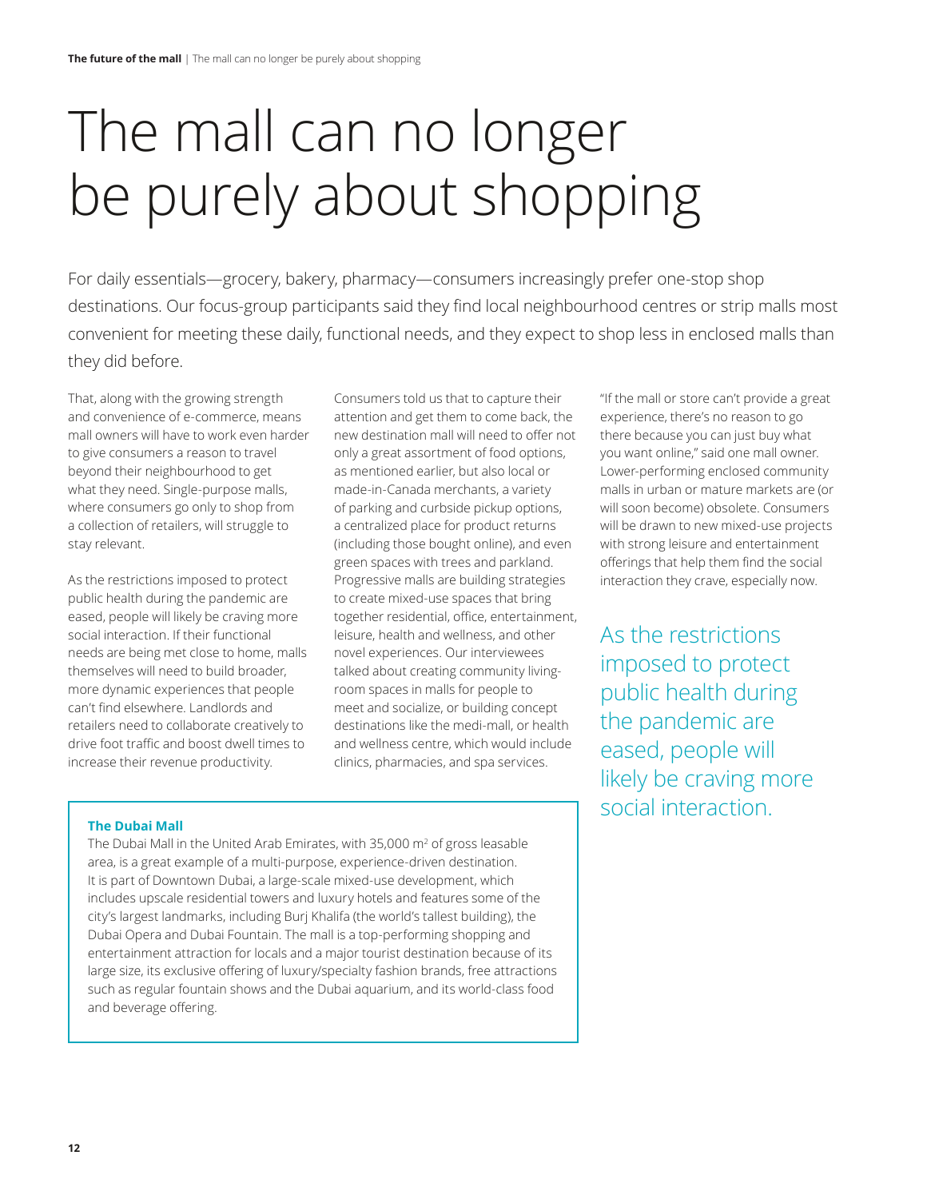# The mall can no longer be purely about shopping

For daily essentials—grocery, bakery, pharmacy—consumers increasingly prefer one-stop shop destinations. Our focus-group participants said they find local neighbourhood centres or strip malls most convenient for meeting these daily, functional needs, and they expect to shop less in enclosed malls than they did before.

That, along with the growing strength and convenience of e-commerce, means mall owners will have to work even harder to give consumers a reason to travel beyond their neighbourhood to get what they need. Single-purpose malls, where consumers go only to shop from a collection of retailers, will struggle to stay relevant.

As the restrictions imposed to protect public health during the pandemic are eased, people will likely be craving more social interaction. If their functional needs are being met close to home, malls themselves will need to build broader, more dynamic experiences that people can't find elsewhere. Landlords and retailers need to collaborate creatively to drive foot traffic and boost dwell times to increase their revenue productivity.

Consumers told us that to capture their attention and get them to come back, the new destination mall will need to offer not only a great assortment of food options, as mentioned earlier, but also local or made-in-Canada merchants, a variety of parking and curbside pickup options, a centralized place for product returns (including those bought online), and even green spaces with trees and parkland. Progressive malls are building strategies to create mixed-use spaces that bring together residential, office, entertainment, leisure, health and wellness, and other novel experiences. Our interviewees talked about creating community living-room spaces in malls for people to meet and socialize, or building concept destinations like the medi-mall, or health and wellness centre, which would include clinics, pharmacies, and spa services.

"If the mall or store can't provide a great experience, there's no reason to go there because you can just buy what you want online," said one mall owner. Lower-performing enclosed community malls in urban or mature markets are (or will soon become) obsolete. Consumers will be drawn to new mixed-use projects with strong leisure and entertainment offerings that help them find the social interaction they crave, especially now.

As the restrictions imposed to protect public health during the pandemic are eased, people will likely be craving more social interaction.

**The Dubai Mall**

The Dubai Mall in the United Arab Emirates, with 35,000 m$^2$ of gross leasable area, is a great example of a multi-purpose, experience-driven destination. It is part of Downtown Dubai, a large-scale mixed-use development, which includes upscale residential towers and luxury hotels and features some of the city's largest landmarks, including Burj Khalifa (the world's tallest building), the Dubai Opera and Dubai Fountain. The mall is a top-performing shopping and entertainment attraction for locals and a major tourist destination because of its large size, its exclusive offering of luxury/specialty fashion brands, free attractions such as regular fountain shows and the Dubai aquarium, and its world-class food and beverage offering.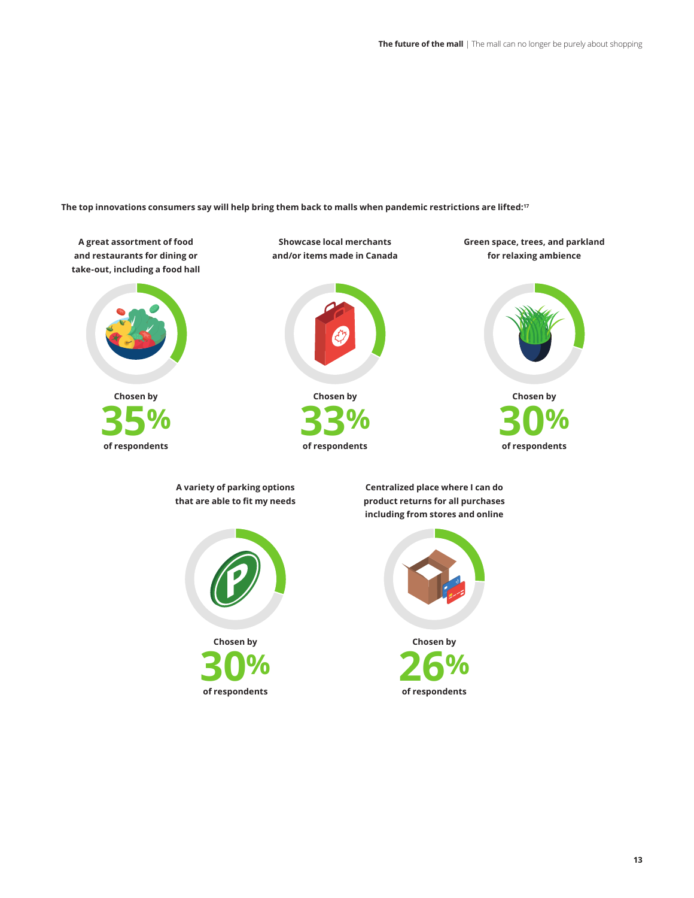**The top innovations consumers say will help bring them back to malls when pandemic restrictions are lifted:**[17]

**A great assortment of food and restaurants for dining or take-out, including a food hall**

Chosen by
**35%**
of respondents

**Showcase local merchants and/or items made in Canada**

Chosen by
**33%**
of respondents

**Green space, trees, and parkland for relaxing ambience**

Chosen by
**30%**
of respondents

**A variety of parking options that are able to fit my needs**

Chosen by
**30%**
of respondents

**Centralized place where I can do product returns for all purchases including from stores and online**

Chosen by
**26%**
of respondents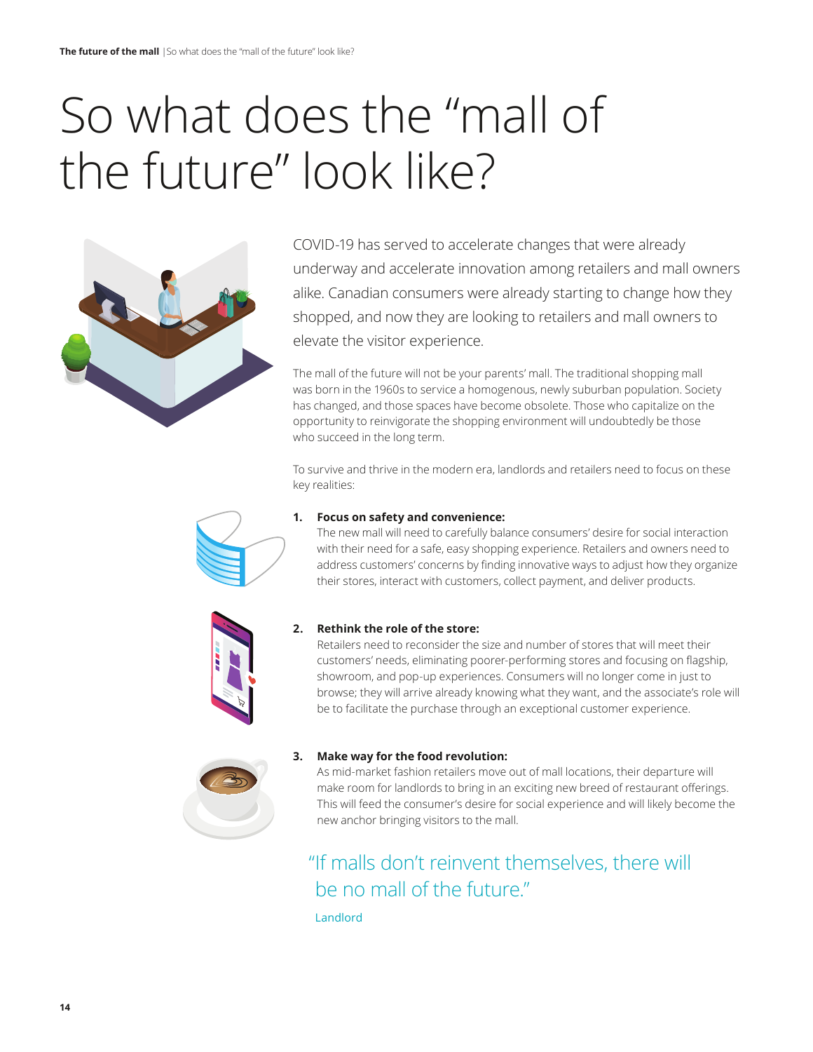# So what does the "mall of the future" look like?

COVID-19 has served to accelerate changes that were already underway and accelerate innovation among retailers and mall owners alike. Canadian consumers were already starting to change how they shopped, and now they are looking to retailers and mall owners to elevate the visitor experience.

The mall of the future will not be your parents' mall. The traditional shopping mall was born in the 1960s to service a homogenous, newly suburban population. Society has changed, and those spaces have become obsolete. Those who capitalize on the opportunity to reinvigorate the shopping environment will undoubtedly be those who succeed in the long term.

To survive and thrive in the modern era, landlords and retailers need to focus on these key realities:

1. **Focus on safety and convenience:**
   The new mall will need to carefully balance consumers' desire for social interaction with their need for a safe, easy shopping experience. Retailers and owners need to address customers' concerns by finding innovative ways to adjust how they organize their stores, interact with customers, collect payment, and deliver products.

2. **Rethink the role of the store:**
   Retailers need to reconsider the size and number of stores that will meet their customers' needs, eliminating poorer-performing stores and focusing on flagship, showroom, and pop-up experiences. Consumers will no longer come in just to browse; they will arrive already knowing what they want, and the associate's role will be to facilitate the purchase through an exceptional customer experience.

3. **Make way for the food revolution:**
   As mid-market fashion retailers move out of mall locations, their departure will make room for landlords to bring in an exciting new breed of restaurant offerings. This will feed the consumer's desire for social experience and will likely become the new anchor bringing visitors to the mall.

> "If malls don't reinvent themselves, there will be no mall of the future."
>
> Landlord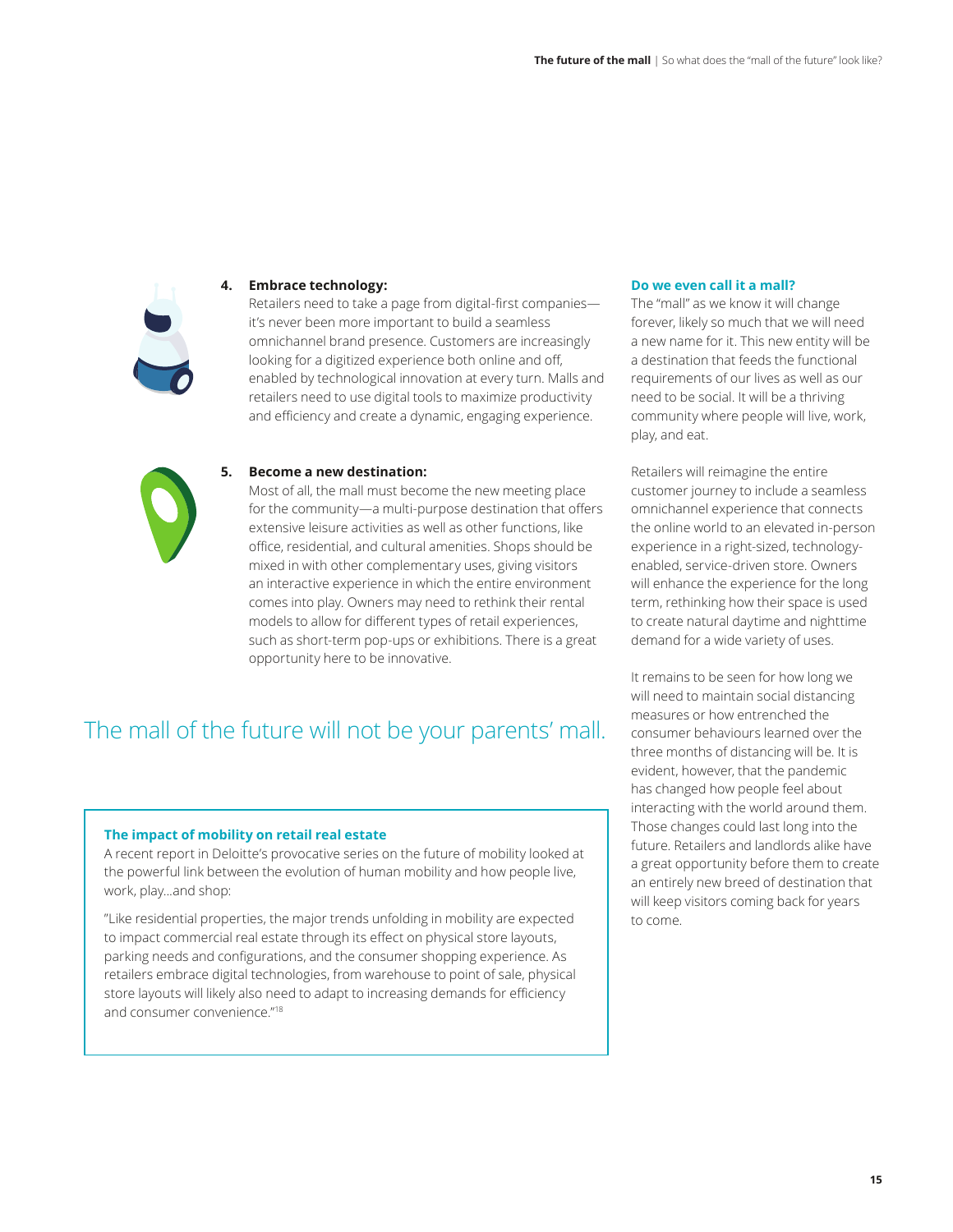4. **Embrace technology:**
   Retailers need to take a page from digital-first companies—it's never been more important to build a seamless omnichannel brand presence. Customers are increasingly looking for a digitized experience both online and off, enabled by technological innovation at every turn. Malls and retailers need to use digital tools to maximize productivity and efficiency and create a dynamic, engaging experience.

5. **Become a new destination:**
   Most of all, the mall must become the new meeting place for the community—a multi-purpose destination that offers extensive leisure activities as well as other functions, like office, residential, and cultural amenities. Shops should be mixed in with other complementary uses, giving visitors an interactive experience in which the entire environment comes into play. Owners may need to rethink their rental models to allow for different types of retail experiences, such as short-term pop-ups or exhibitions. There is a great opportunity here to be innovative.

## The mall of the future will not be your parents' mall.

### The impact of mobility on retail real estate

A recent report in Deloitte's provocative series on the future of mobility looked at the powerful link between the evolution of human mobility and how people live, work, play…and shop:

"Like residential properties, the major trends unfolding in mobility are expected to impact commercial real estate through its effect on physical store layouts, parking needs and configurations, and the consumer shopping experience. As retailers embrace digital technologies, from warehouse to point of sale, physical store layouts will likely also need to adapt to increasing demands for efficiency and consumer convenience."[18]

### Do we even call it a mall?

The "mall" as we know it will change forever, likely so much that we will need a new name for it. This new entity will be a destination that feeds the functional requirements of our lives as well as our need to be social. It will be a thriving community where people will live, work, play, and eat.

Retailers will reimagine the entire customer journey to include a seamless omnichannel experience that connects the online world to an elevated in-person experience in a right-sized, technology-enabled, service-driven store. Owners will enhance the experience for the long term, rethinking how their space is used to create natural daytime and nighttime demand for a wide variety of uses.

It remains to be seen for how long we will need to maintain social distancing measures or how entrenched the consumer behaviours learned over the three months of distancing will be. It is evident, however, that the pandemic has changed how people feel about interacting with the world around them. Those changes could last long into the future. Retailers and landlords alike have a great opportunity before them to create an entirely new breed of destination that will keep visitors coming back for years to come.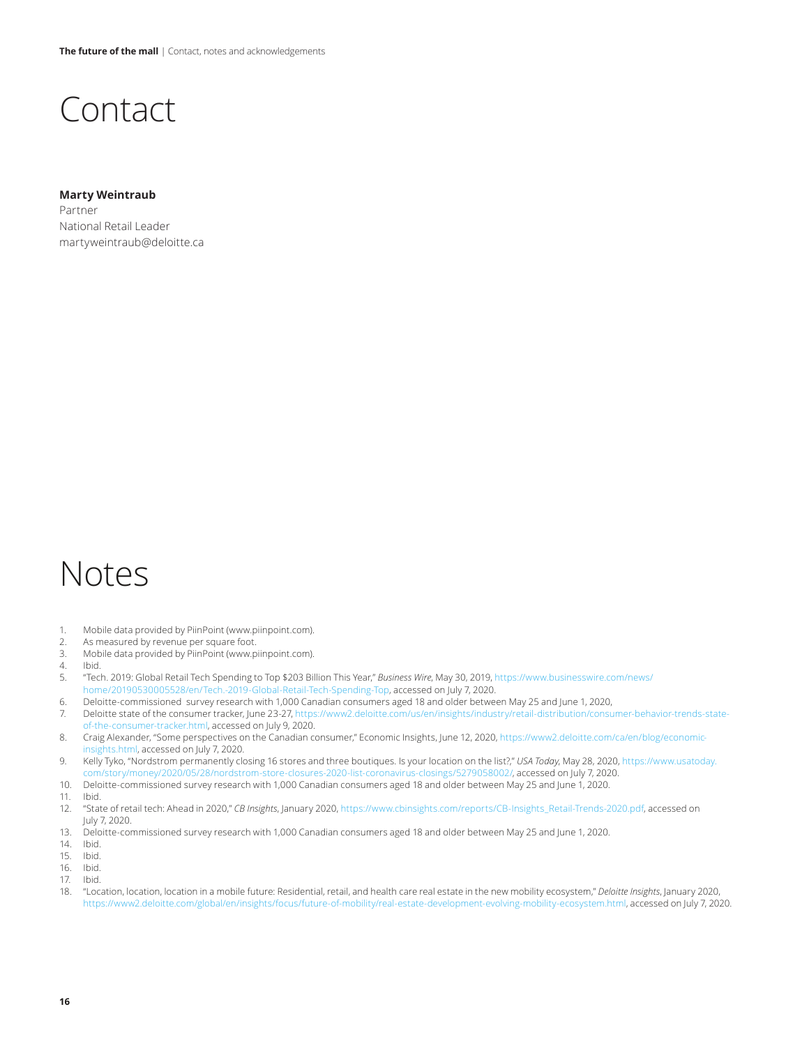# Contact

**Marty Weintraub**
Partner
National Retail Leader
martyweintraub@deloitte.ca

# Notes

1. Mobile data provided by PiinPoint (www.piinpoint.com).
2. As measured by revenue per square foot.
3. Mobile data provided by PiinPoint (www.piinpoint.com).
4. Ibid.
5. "Tech. 2019: Global Retail Tech Spending to Top $203 Billion This Year," *Business Wire*, May 30, 2019, https://www.businesswire.com/news/home/20190530005528/en/Tech.-2019-Global-Retail-Tech-Spending-Top, accessed on July 7, 2020.
6. Deloitte-commissioned survey research with 1,000 Canadian consumers aged 18 and older between May 25 and June 1, 2020,
7. Deloitte state of the consumer tracker, June 23-27, https://www2.deloitte.com/us/en/insights/industry/retail-distribution/consumer-behavior-trends-state-of-the-consumer-tracker.html, accessed on July 9, 2020.
8. Craig Alexander, "Some perspectives on the Canadian consumer," Economic Insights, June 12, 2020, https://www2.deloitte.com/ca/en/blog/economic-insights.html, accessed on July 7, 2020.
9. Kelly Tyko, "Nordstrom permanently closing 16 stores and three boutiques. Is your location on the list?," *USA Today*, May 28, 2020, https://www.usatoday.com/story/money/2020/05/28/nordstrom-store-closures-2020-list-coronavirus-closings/5279058002/, accessed on July 7, 2020.
10. Deloitte-commissioned survey research with 1,000 Canadian consumers aged 18 and older between May 25 and June 1, 2020.
11. Ibid.
12. "State of retail tech: Ahead in 2020," *CB Insights*, January 2020, https://www.cbinsights.com/reports/CB-Insights_Retail-Trends-2020.pdf, accessed on July 7, 2020.
13. Deloitte-commissioned survey research with 1,000 Canadian consumers aged 18 and older between May 25 and June 1, 2020.
14. Ibid.
15. Ibid.
16. Ibid.
17. Ibid.
18. "Location, location, location in a mobile future: Residential, retail, and health care real estate in the new mobility ecosystem," *Deloitte Insights*, January 2020, https://www2.deloitte.com/global/en/insights/focus/future-of-mobility/real-estate-development-evolving-mobility-ecosystem.html, accessed on July 7, 2020.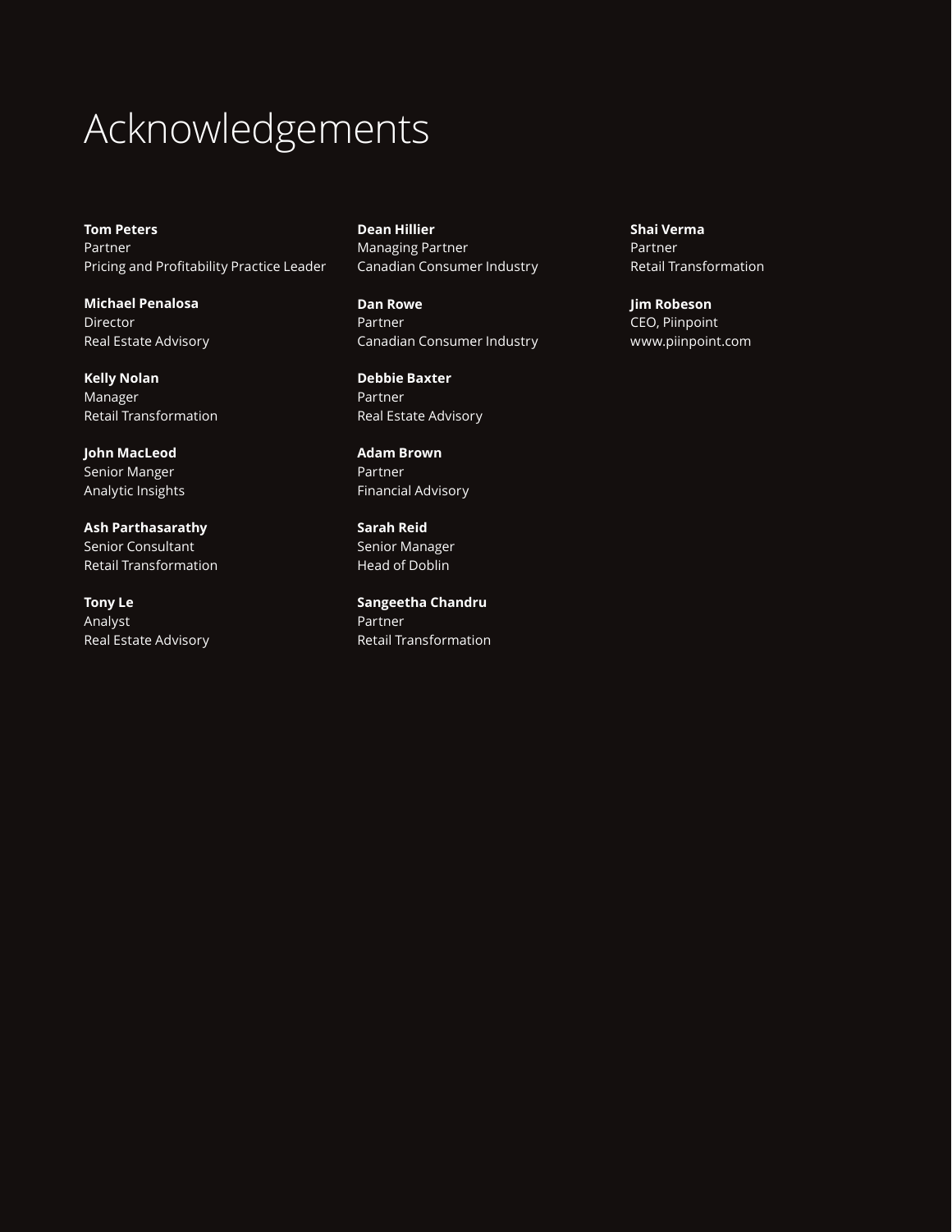# Acknowledgements

**Tom Peters**
Partner
Pricing and Profitability Practice Leader

**Michael Penalosa**
Director
Real Estate Advisory

**Kelly Nolan**
Manager
Retail Transformation

**John MacLeod**
Senior Manger
Analytic Insights

**Ash Parthasarathy**
Senior Consultant
Retail Transformation

**Tony Le**
Analyst
Real Estate Advisory

**Dean Hillier**
Managing Partner
Canadian Consumer Industry

**Dan Rowe**
Partner
Canadian Consumer Industry

**Debbie Baxter**
Partner
Real Estate Advisory

**Adam Brown**
Partner
Financial Advisory

**Sarah Reid**
Senior Manager
Head of Doblin

**Sangeetha Chandru**
Partner
Retail Transformation

**Shai Verma**
Partner
Retail Transformation

**Jim Robeson**
CEO, Piinpoint
www.piinpoint.com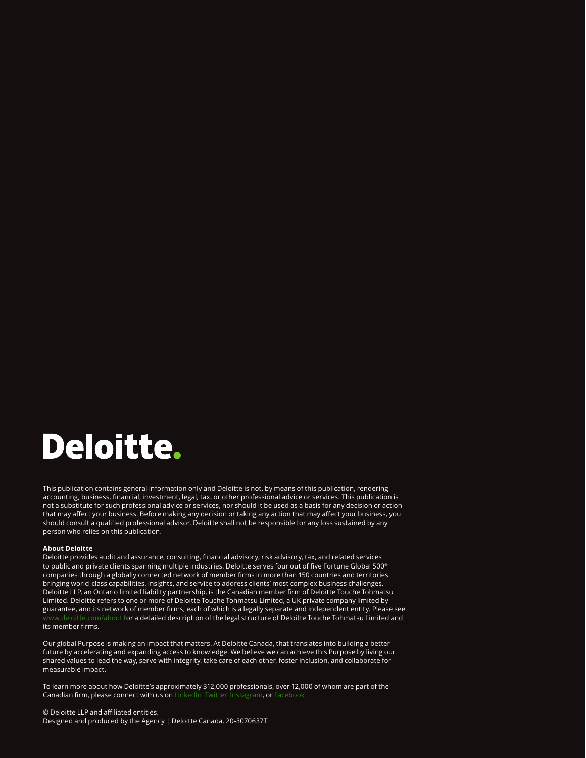# Deloitte.

This publication contains general information only and Deloitte is not, by means of this publication, rendering accounting, business, financial, investment, legal, tax, or other professional advice or services. This publication is not a substitute for such professional advice or services, nor should it be used as a basis for any decision or action that may affect your business. Before making any decision or taking any action that may affect your business, you should consult a qualified professional advisor. Deloitte shall not be responsible for any loss sustained by any person who relies on this publication.

**About Deloitte**
Deloitte provides audit and assurance, consulting, financial advisory, risk advisory, tax, and related services to public and private clients spanning multiple industries. Deloitte serves four out of five Fortune Global 500® companies through a globally connected network of member firms in more than 150 countries and territories bringing world-class capabilities, insights, and service to address clients' most complex business challenges. Deloitte LLP, an Ontario limited liability partnership, is the Canadian member firm of Deloitte Touche Tohmatsu Limited. Deloitte refers to one or more of Deloitte Touche Tohmatsu Limited, a UK private company limited by guarantee, and its network of member firms, each of which is a legally separate and independent entity. Please see www.deloitte.com/about for a detailed description of the legal structure of Deloitte Touche Tohmatsu Limited and its member firms.

Our global Purpose is making an impact that matters. At Deloitte Canada, that translates into building a better future by accelerating and expanding access to knowledge. We believe we can achieve this Purpose by living our shared values to lead the way, serve with integrity, take care of each other, foster inclusion, and collaborate for measurable impact.

To learn more about how Deloitte's approximately 312,000 professionals, over 12,000 of whom are part of the Canadian firm, please connect with us on LinkedIn, Twitter, Instagram, or Facebook

© Deloitte LLP and affiliated entities.
Designed and produced by the Agency | Deloitte Canada. 20-3070637T